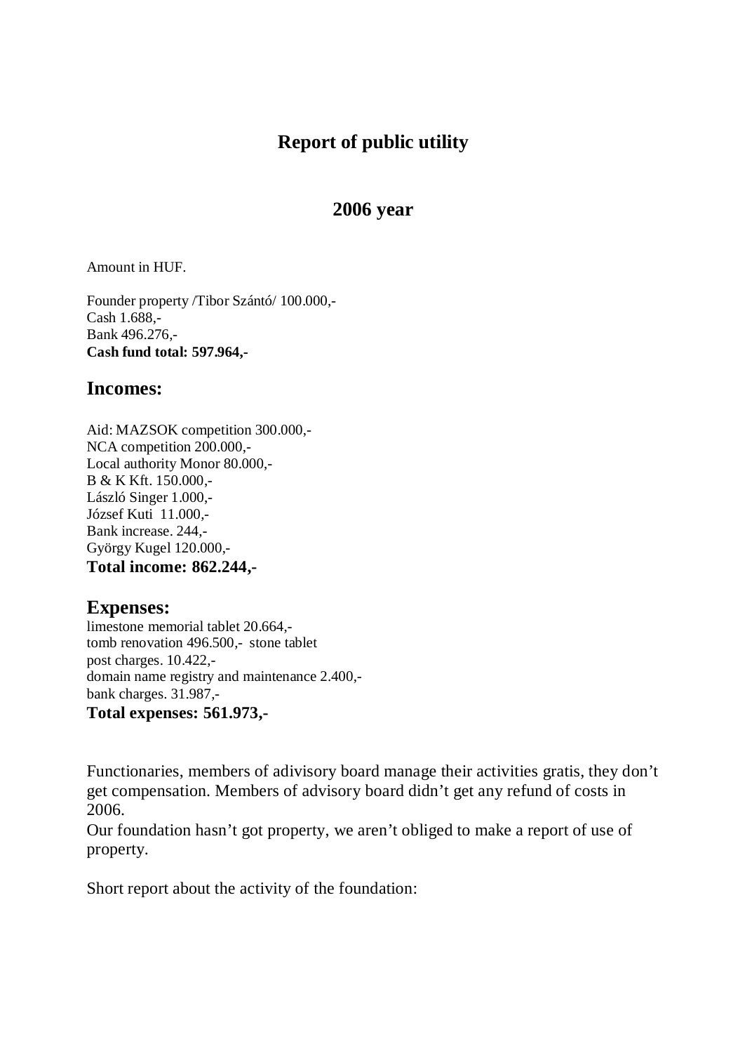# Report of public utility

## 2006 year

Amount in HUF.

Founder property /Tibor Szántó/ 100.000,-
Cash 1.688,-
Bank 496.276,-
**Cash fund total: 597.964,-**

## Incomes:

Aid: MAZSOK competition 300.000,-
NCA competition 200.000,-
Local authority Monor 80.000,-
B & K Kft. 150.000,-
László Singer 1.000,-
József Kuti 11.000,-
Bank increase. 244,-
György Kugel 120.000,-
**Total income: 862.244,-**

## Expenses:

limestone memorial tablet 20.664,-
tomb renovation 496.500,- stone tablet
post charges. 10.422,-
domain name registry and maintenance 2.400,-
bank charges. 31.987,-
**Total expenses: 561.973,-**

Functionaries, members of adivisory board manage their activities gratis, they don't get compensation. Members of advisory board didn't get any refund of costs in 2006.
Our foundation hasn't got property, we aren't obliged to make a report of use of property.

Short report about the activity of the foundation: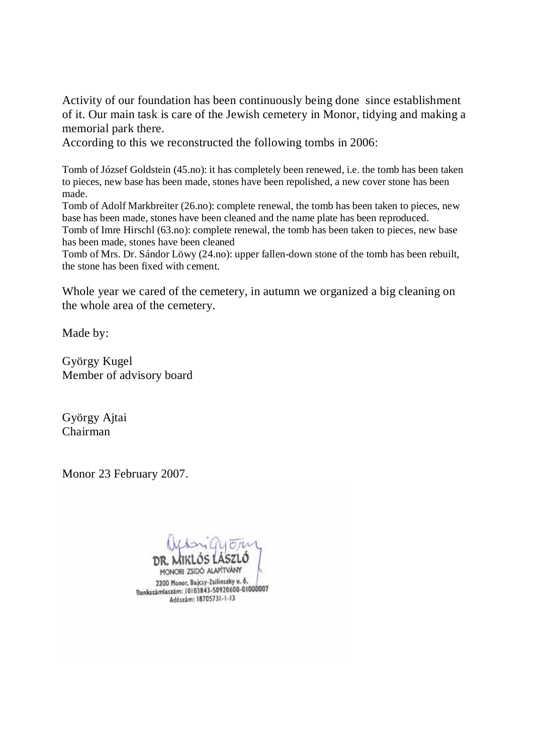Activity of our foundation has been continuously being done  since establishment of it. Our main task is care of the Jewish cemetery in Monor, tidying and making a memorial park there.

According to this we reconstructed the following tombs in 2006:

Tomb of József Goldstein (45.no): it has completely been renewed, i.e. the tomb has been taken to pieces, new base has been made, stones have been repolished, a new cover stone has been made.

Tomb of Adolf Markbreiter (26.no): complete renewal, the tomb has been taken to pieces, new base has been made, stones have been cleaned and the name plate has been reproduced.

Tomb of Imre Hirschl (63.no): complete renewal, the tomb has been taken to pieces, new base has been made, stones have been cleaned

Tomb of Mrs. Dr. Sándor Löwy (24.no): upper fallen-down stone of the tomb has been rebuilt, the stone has been fixed with cement.

Whole year we cared of the cemetery, in autumn we organized a big cleaning on the whole area of the cemetery.

Made by:

György Kugel  
Member of advisory board

György Ajtai  
Chairman

Monor 23 February 2007.

DR. MIKLÓS LÁSZLÓ  
MONORI ZSIDÓ ALAPÍTVÁNY  
2200 Monor, Bajcsy-Zsilinszky u. 6.  
Bankszámlaszám: 10103843-50920600-01000007  
Adószám: 18705731-1-13